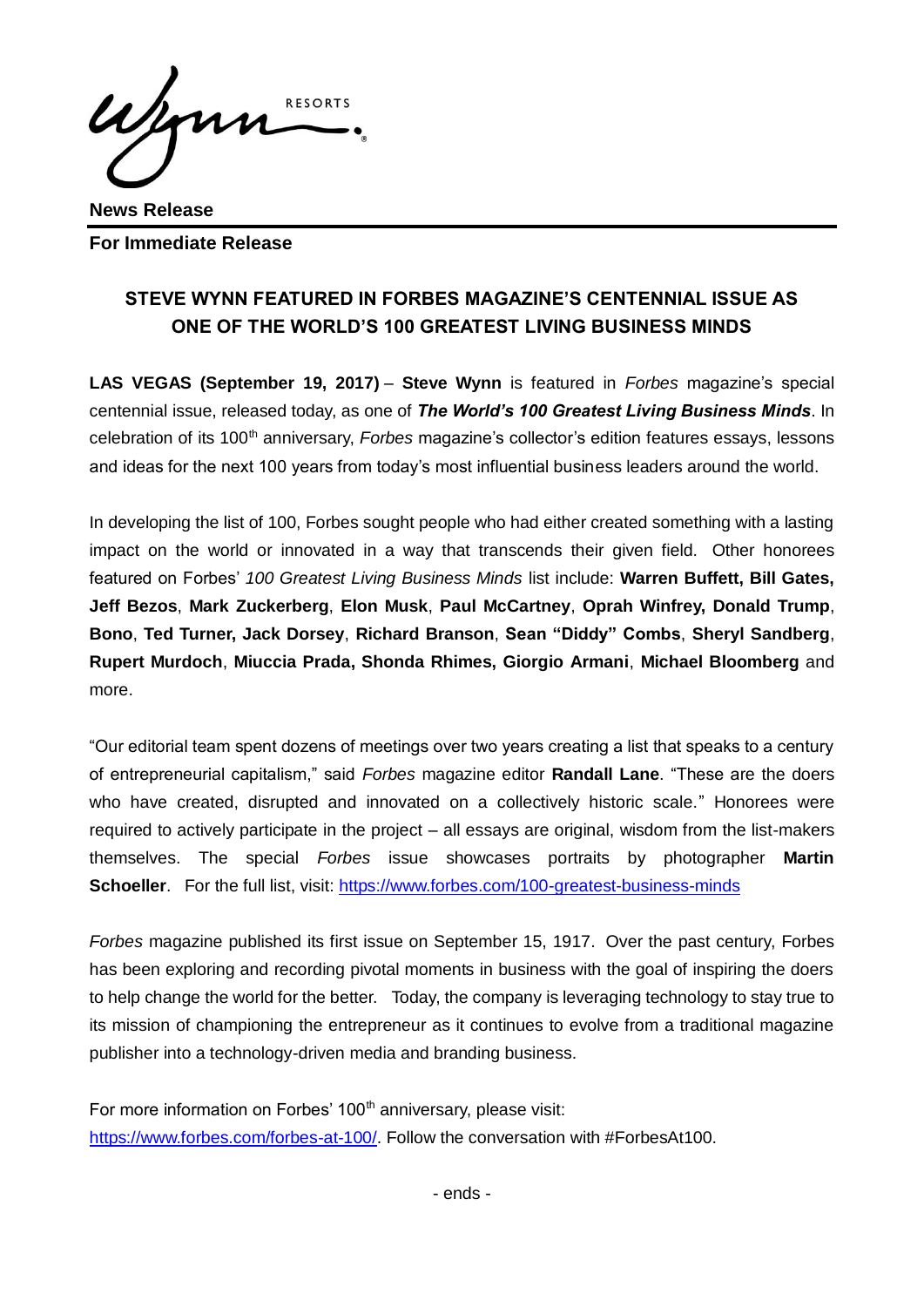Wynn RESORTS

**News Release**

**For Immediate Release**

## STEVE WYNN FEATURED IN FORBES MAGAZINE'S CENTENNIAL ISSUE AS ONE OF THE WORLD'S 100 GREATEST LIVING BUSINESS MINDS

**LAS VEGAS (September 19, 2017)** – **Steve Wynn** is featured in *Forbes* magazine's special centennial issue, released today, as one of ***The World's 100 Greatest Living Business Minds***. In celebration of its 100th anniversary, *Forbes* magazine's collector's edition features essays, lessons and ideas for the next 100 years from today's most influential business leaders around the world.

In developing the list of 100, Forbes sought people who had either created something with a lasting impact on the world or innovated in a way that transcends their given field. Other honorees featured on Forbes' *100 Greatest Living Business Minds* list include: **Warren Buffett, Bill Gates, Jeff Bezos**, **Mark Zuckerberg**, **Elon Musk**, **Paul McCartney**, **Oprah Winfrey, Donald Trump**, **Bono**, **Ted Turner, Jack Dorsey**, **Richard Branson**, **Sean "Diddy" Combs**, **Sheryl Sandberg**, **Rupert Murdoch**, **Miuccia Prada, Shonda Rhimes, Giorgio Armani**, **Michael Bloomberg** and more.

"Our editorial team spent dozens of meetings over two years creating a list that speaks to a century of entrepreneurial capitalism," said *Forbes* magazine editor **Randall Lane**. "These are the doers who have created, disrupted and innovated on a collectively historic scale." Honorees were required to actively participate in the project – all essays are original, wisdom from the list-makers themselves. The special *Forbes* issue showcases portraits by photographer **Martin Schoeller**. For the full list, visit: https://www.forbes.com/100-greatest-business-minds

*Forbes* magazine published its first issue on September 15, 1917. Over the past century, Forbes has been exploring and recording pivotal moments in business with the goal of inspiring the doers to help change the world for the better. Today, the company is leveraging technology to stay true to its mission of championing the entrepreneur as it continues to evolve from a traditional magazine publisher into a technology-driven media and branding business.

For more information on Forbes' 100th anniversary, please visit: https://www.forbes.com/forbes-at-100/. Follow the conversation with #ForbesAt100.

- ends -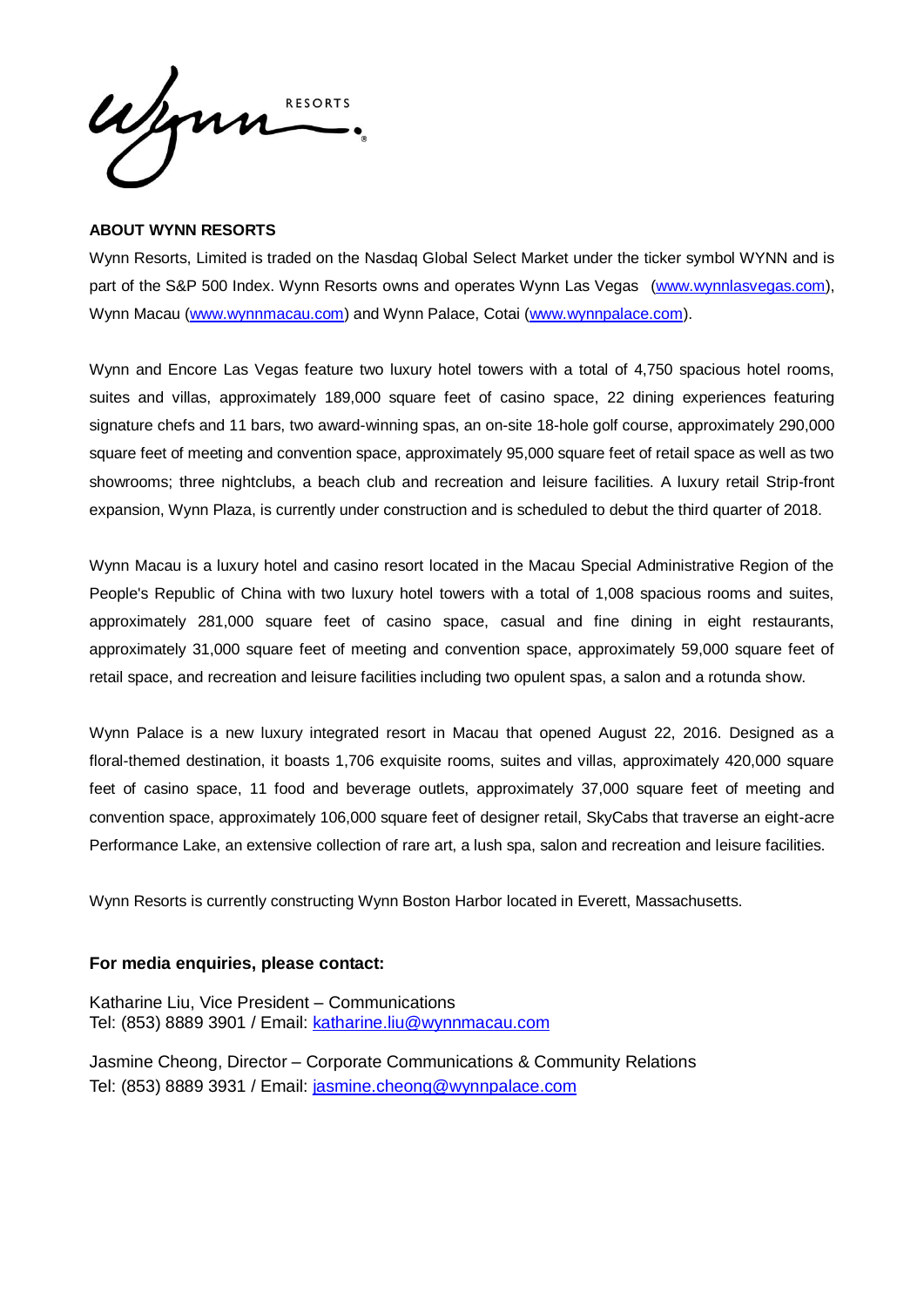## ABOUT WYNN RESORTS

Wynn Resorts, Limited is traded on the Nasdaq Global Select Market under the ticker symbol WYNN and is part of the S&P 500 Index. Wynn Resorts owns and operates Wynn Las Vegas (www.wynnlasvegas.com), Wynn Macau (www.wynnmacau.com) and Wynn Palace, Cotai (www.wynnpalace.com).

Wynn and Encore Las Vegas feature two luxury hotel towers with a total of 4,750 spacious hotel rooms, suites and villas, approximately 189,000 square feet of casino space, 22 dining experiences featuring signature chefs and 11 bars, two award-winning spas, an on-site 18-hole golf course, approximately 290,000 square feet of meeting and convention space, approximately 95,000 square feet of retail space as well as two showrooms; three nightclubs, a beach club and recreation and leisure facilities. A luxury retail Strip-front expansion, Wynn Plaza, is currently under construction and is scheduled to debut the third quarter of 2018.

Wynn Macau is a luxury hotel and casino resort located in the Macau Special Administrative Region of the People's Republic of China with two luxury hotel towers with a total of 1,008 spacious rooms and suites, approximately 281,000 square feet of casino space, casual and fine dining in eight restaurants, approximately 31,000 square feet of meeting and convention space, approximately 59,000 square feet of retail space, and recreation and leisure facilities including two opulent spas, a salon and a rotunda show.

Wynn Palace is a new luxury integrated resort in Macau that opened August 22, 2016. Designed as a floral-themed destination, it boasts 1,706 exquisite rooms, suites and villas, approximately 420,000 square feet of casino space, 11 food and beverage outlets, approximately 37,000 square feet of meeting and convention space, approximately 106,000 square feet of designer retail, SkyCabs that traverse an eight-acre Performance Lake, an extensive collection of rare art, a lush spa, salon and recreation and leisure facilities.

Wynn Resorts is currently constructing Wynn Boston Harbor located in Everett, Massachusetts.

**For media enquiries, please contact:**

Katharine Liu, Vice President – Communications
Tel: (853) 8889 3901 / Email: katharine.liu@wynnmacau.com

Jasmine Cheong, Director – Corporate Communications & Community Relations
Tel: (853) 8889 3931 / Email: jasmine.cheong@wynnpalace.com